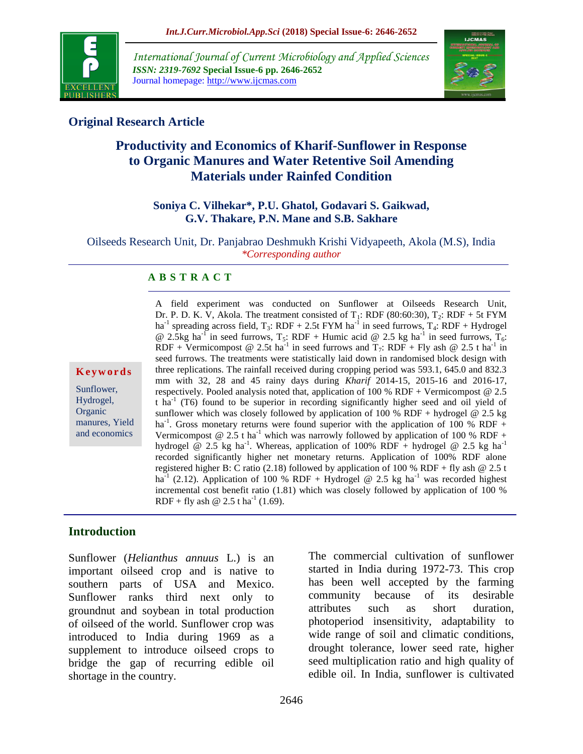## Original Research Article

# Productivity and Economics of Kharif-Sunflower in Response to Organic Manures and Water Retentive Soil Amending Materials under Rainfed Condition

**Soniya C. Vilhekar*, P.U. Ghatol, Godavari S. Gaikwad, G.V. Thakare, P.N. Mane and S.B. Sakhare**

Oilseeds Research Unit, Dr. Panjabrao Deshmukh Krishi Vidyapeeth, Akola (M.S), India

**Corresponding author*

### A B S T R A C T

**Keywords**

Sunflower, Hydrogel, Organic manures, Yield and economics

A field experiment was conducted on Sunflower at Oilseeds Research Unit, Dr. P. D. K. V, Akola. The treatment consisted of $T_1$: RDF (80:60:30), $T_2$: RDF + 5t FYM $ha^{-1}$ spreading across field, $T_3$: RDF + 2.5t FYM $ha^{-1}$ in seed furrows, $T_4$: RDF + Hydrogel @ 2.5kg $ha^{-1}$ in seed furrows, $T_5$: RDF + Humic acid @ 2.5 kg $ha^{-1}$ in seed furrows, $T_6$: RDF + Vermicompost @ 2.5t $ha^{-1}$ in seed furrows and $T_7$: RDF + Fly ash @ 2.5 t $ha^{-1}$ in seed furrows. The treatments were statistically laid down in randomised block design with three replications. The rainfall received during cropping period was 593.1, 645.0 and 832.3 mm with 32, 28 and 45 rainy days during *Kharif* 2014-15, 2015-16 and 2016-17, respectively. Pooled analysis noted that, application of 100 % RDF + Vermicompost @ 2.5 t $ha^{-1}$ (T6) found to be superior in recording significantly higher seed and oil yield of sunflower which was closely followed by application of 100 % RDF + hydrogel @ 2.5 kg $ha^{-1}$. Gross monetary returns were found superior with the application of 100 % RDF + Vermicompost @ 2.5 t $ha^{-1}$ which was narrowly followed by application of 100 % RDF + hydrogel @ 2.5 kg $ha^{-1}$. Whereas, application of 100% RDF + hydrogel @ 2.5 kg $ha^{-1}$ recorded significantly higher net monetary returns. Application of 100% RDF alone registered higher B: C ratio (2.18) followed by application of 100 % RDF + fly ash @ 2.5 t $ha^{-1}$ (2.12). Application of 100 % RDF + Hydrogel @ 2.5 kg $ha^{-1}$ was recorded highest incremental cost benefit ratio (1.81) which was closely followed by application of 100 % RDF + fly ash @ 2.5 t $ha^{-1}$ (1.69).

## Introduction

Sunflower (*Helianthus annuus* L.) is an important oilseed crop and is native to southern parts of USA and Mexico. Sunflower ranks third next only to groundnut and soybean in total production of oilseed of the world. Sunflower crop was introduced to India during 1969 as a supplement to introduce oilseed crops to bridge the gap of recurring edible oil shortage in the country.

The commercial cultivation of sunflower started in India during 1972-73. This crop has been well accepted by the farming community because of its desirable attributes such as short duration, photoperiod insensitivity, adaptability to wide range of soil and climatic conditions, drought tolerance, lower seed rate, higher seed multiplication ratio and high quality of edible oil. In India, sunflower is cultivated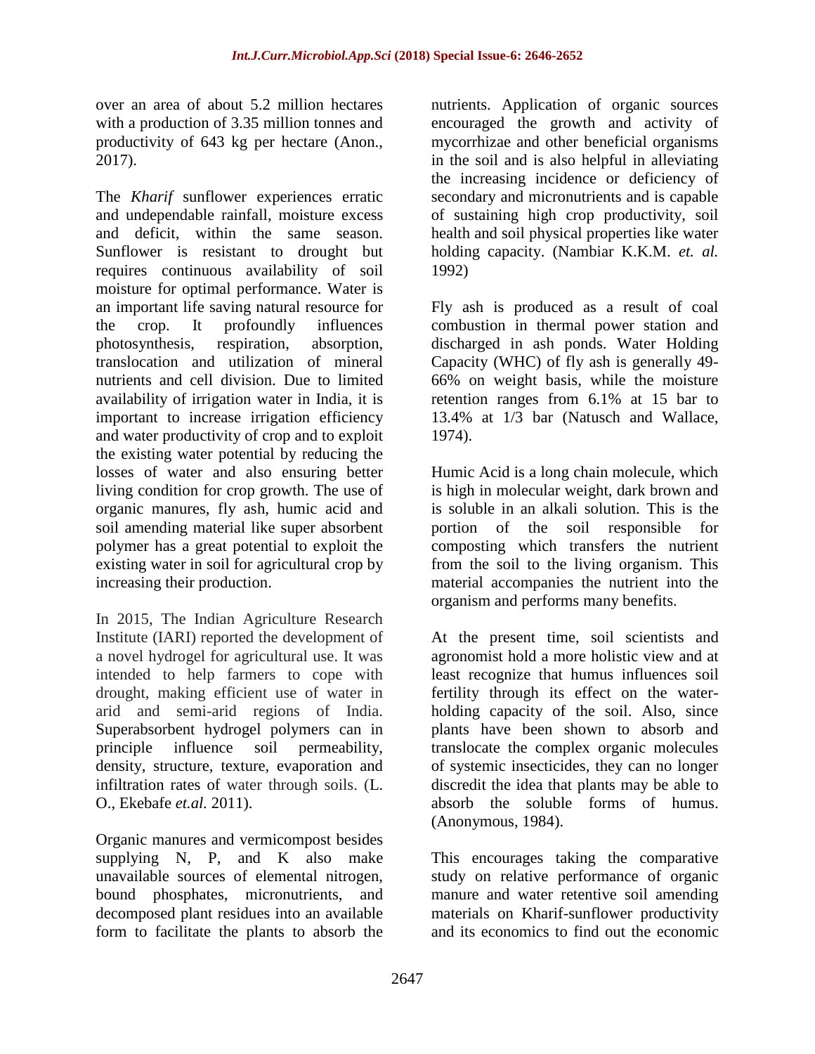over an area of about 5.2 million hectares with a production of 3.35 million tonnes and productivity of 643 kg per hectare (Anon., 2017).

The *Kharif* sunflower experiences erratic and undependable rainfall, moisture excess and deficit, within the same season. Sunflower is resistant to drought but requires continuous availability of soil moisture for optimal performance. Water is an important life saving natural resource for the crop. It profoundly influences photosynthesis, respiration, absorption, translocation and utilization of mineral nutrients and cell division. Due to limited availability of irrigation water in India, it is important to increase irrigation efficiency and water productivity of crop and to exploit the existing water potential by reducing the losses of water and also ensuring better living condition for crop growth. The use of organic manures, fly ash, humic acid and soil amending material like super absorbent polymer has a great potential to exploit the existing water in soil for agricultural crop by increasing their production.

In 2015, The Indian Agriculture Research Institute (IARI) reported the development of a novel hydrogel for agricultural use. It was intended to help farmers to cope with drought, making efficient use of water in arid and semi-arid regions of India. Superabsorbent hydrogel polymers can in principle influence soil permeability, density, structure, texture, evaporation and infiltration rates of water through soils. (L. O., Ekebafe *et.al.* 2011).

Organic manures and vermicompost besides supplying N, P, and K also make unavailable sources of elemental nitrogen, bound phosphates, micronutrients, and decomposed plant residues into an available form to facilitate the plants to absorb the nutrients. Application of organic sources encouraged the growth and activity of mycorrhizae and other beneficial organisms in the soil and is also helpful in alleviating the increasing incidence or deficiency of secondary and micronutrients and is capable of sustaining high crop productivity, soil health and soil physical properties like water holding capacity. (Nambiar K.K.M. *et. al.* 1992)

Fly ash is produced as a result of coal combustion in thermal power station and discharged in ash ponds. Water Holding Capacity (WHC) of fly ash is generally 49-66% on weight basis, while the moisture retention ranges from 6.1% at 15 bar to 13.4% at 1/3 bar (Natusch and Wallace, 1974).

Humic Acid is a long chain molecule, which is high in molecular weight, dark brown and is soluble in an alkali solution. This is the portion of the soil responsible for composting which transfers the nutrient from the soil to the living organism. This material accompanies the nutrient into the organism and performs many benefits.

At the present time, soil scientists and agronomist hold a more holistic view and at least recognize that humus influences soil fertility through its effect on the water-holding capacity of the soil. Also, since plants have been shown to absorb and translocate the complex organic molecules of systemic insecticides, they can no longer discredit the idea that plants may be able to absorb the soluble forms of humus. (Anonymous, 1984).

This encourages taking the comparative study on relative performance of organic manure and water retentive soil amending materials on Kharif-sunflower productivity and its economics to find out the economic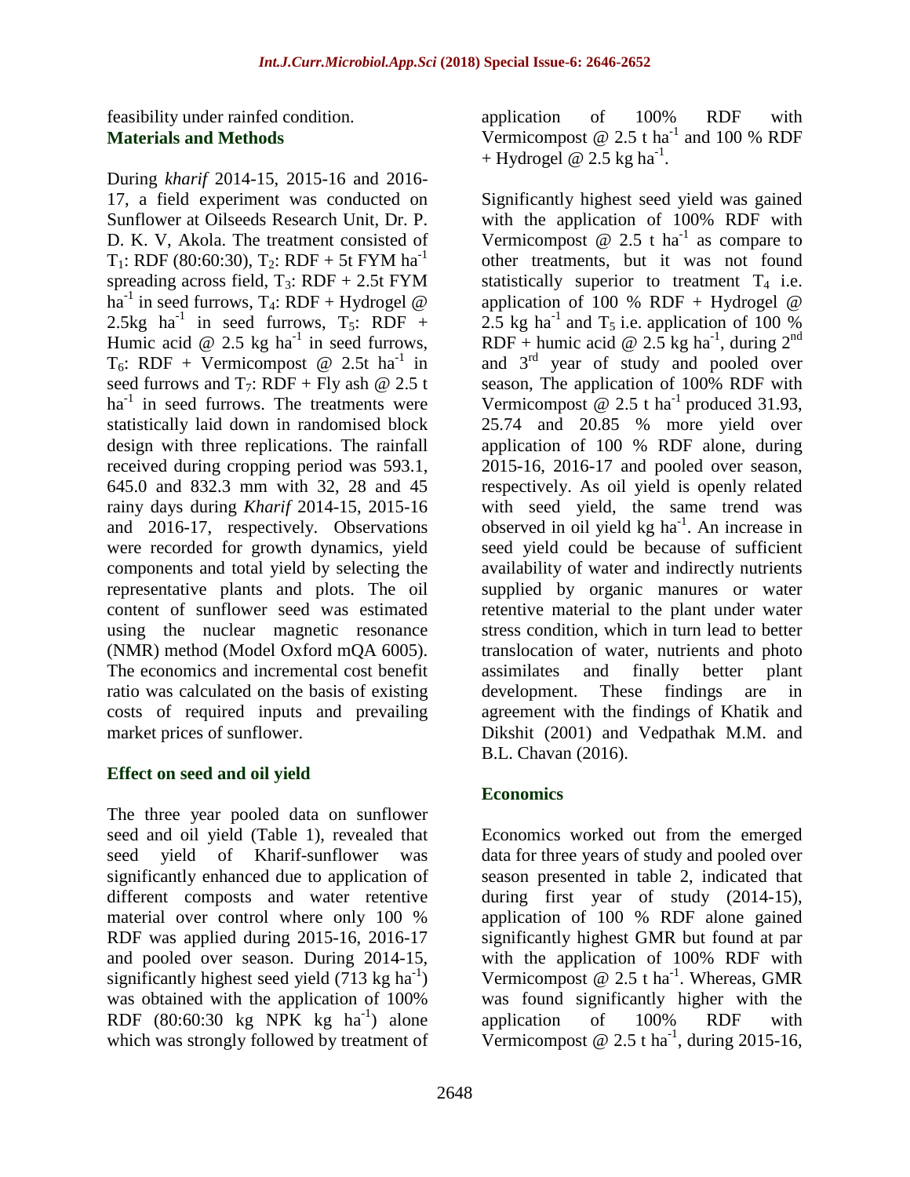feasibility under rainfed condition.

## Materials and Methods

During *kharif* 2014-15, 2015-16 and 2016-17, a field experiment was conducted on Sunflower at Oilseeds Research Unit, Dr. P. D. K. V, Akola. The treatment consisted of $T_1$: RDF (80:60:30), $T_2$: RDF + 5t FYM ha$^{-1}$ spreading across field, $T_3$: RDF + 2.5t FYM ha$^{-1}$ in seed furrows, $T_4$: RDF + Hydrogel @ 2.5kg ha$^{-1}$ in seed furrows, $T_5$: RDF + Humic acid @ 2.5 kg ha$^{-1}$ in seed furrows, $T_6$: RDF + Vermicompost @ 2.5t ha$^{-1}$ in seed furrows and $T_7$: RDF + Fly ash @ 2.5 t ha$^{-1}$ in seed furrows. The treatments were statistically laid down in randomised block design with three replications. The rainfall received during cropping period was 593.1, 645.0 and 832.3 mm with 32, 28 and 45 rainy days during *Kharif* 2014-15, 2015-16 and 2016-17, respectively. Observations were recorded for growth dynamics, yield components and total yield by selecting the representative plants and plots. The oil content of sunflower seed was estimated using the nuclear magnetic resonance (NMR) method (Model Oxford mQA 6005). The economics and incremental cost benefit ratio was calculated on the basis of existing costs of required inputs and prevailing market prices of sunflower.

### Effect on seed and oil yield

The three year pooled data on sunflower seed and oil yield (Table 1), revealed that seed yield of Kharif-sunflower was significantly enhanced due to application of different composts and water retentive material over control where only 100 % RDF was applied during 2015-16, 2016-17 and pooled over season. During 2014-15, significantly highest seed yield (713 kg ha$^{-1}$) was obtained with the application of 100% RDF (80:60:30 kg NPK kg ha$^{-1}$) alone which was strongly followed by treatment of application of 100% RDF with Vermicompost @ 2.5 t ha$^{-1}$ and 100 % RDF + Hydrogel @ 2.5 kg ha$^{-1}$.

Significantly highest seed yield was gained with the application of 100% RDF with Vermicompost @ 2.5 t ha$^{-1}$ as compare to other treatments, but it was not found statistically superior to treatment $T_4$ i.e. application of 100 % RDF + Hydrogel @ 2.5 kg ha$^{-1}$ and $T_5$ i.e. application of 100 % RDF + humic acid @ 2.5 kg ha$^{-1}$, during 2$^{nd}$ and 3$^{rd}$ year of study and pooled over season, The application of 100% RDF with Vermicompost @ 2.5 t ha$^{-1}$ produced 31.93, 25.74 and 20.85 % more yield over application of 100 % RDF alone, during 2015-16, 2016-17 and pooled over season, respectively. As oil yield is openly related with seed yield, the same trend was observed in oil yield kg ha$^{-1}$. An increase in seed yield could be because of sufficient availability of water and indirectly nutrients supplied by organic manures or water retentive material to the plant under water stress condition, which in turn lead to better translocation of water, nutrients and photo assimilates and finally better plant development. These findings are in agreement with the findings of Khatik and Dikshit (2001) and Vedpathak M.M. and B.L. Chavan (2016).

### Economics

Economics worked out from the emerged data for three years of study and pooled over season presented in table 2, indicated that during first year of study (2014-15), application of 100 % RDF alone gained significantly highest GMR but found at par with the application of 100% RDF with Vermicompost @ 2.5 t ha$^{-1}$. Whereas, GMR was found significantly higher with the application of 100% RDF with Vermicompost @ 2.5 t ha$^{-1}$, during 2015-16,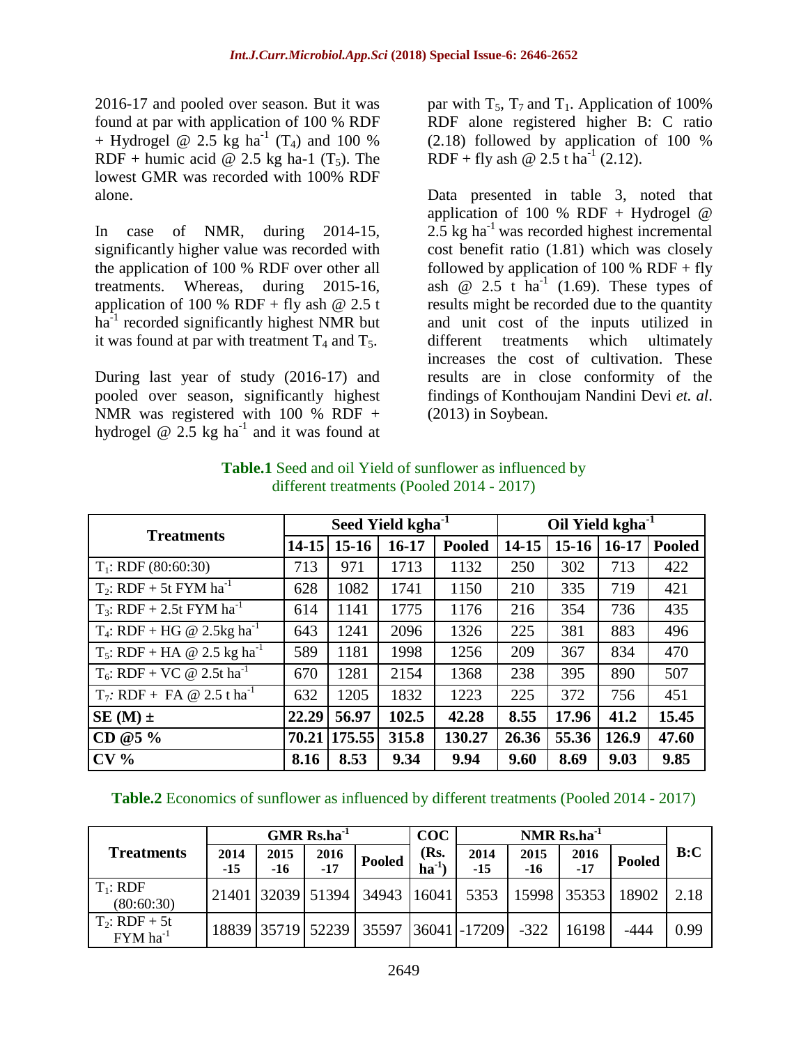2016-17 and pooled over season. But it was found at par with application of 100 % RDF + Hydrogel @ 2.5 kg $ha^{-1}$ ($T_4$) and 100 % RDF + humic acid @ 2.5 kg ha-1 ($T_5$). The lowest GMR was recorded with 100% RDF alone.

In case of NMR, during 2014-15, significantly higher value was recorded with the application of 100 % RDF over other all treatments. Whereas, during 2015-16, application of 100 % RDF + fly ash @ 2.5 t $ha^{-1}$ recorded significantly highest NMR but it was found at par with treatment $T_4$ and $T_5$.

During last year of study (2016-17) and pooled over season, significantly highest NMR was registered with 100 % RDF + hydrogel @ 2.5 kg $ha^{-1}$ and it was found at par with $T_5$, $T_7$ and $T_1$. Application of 100% RDF alone registered higher B: C ratio (2.18) followed by application of 100 % RDF + fly ash @ 2.5 t $ha^{-1}$ (2.12).

Data presented in table 3, noted that application of 100 % RDF + Hydrogel @ 2.5 kg $ha^{-1}$ was recorded highest incremental cost benefit ratio (1.81) which was closely followed by application of 100 % RDF + fly ash @ 2.5 t $ha^{-1}$ (1.69). These types of results might be recorded due to the quantity and unit cost of the inputs utilized in different treatments which ultimately increases the cost of cultivation. These results are in close conformity of the findings of Konthoujam Nandini Devi *et. al*. (2013) in Soybean.

**Table.1** Seed and oil Yield of sunflower as influenced by different treatments (Pooled 2014 - 2017)

| Treatments | Seed Yield $kgha^{-1}$ | | | | Oil Yield $kgha^{-1}$ | | | |
|---|---|---|---|---|---|---|---|---|
| | 14-15 | 15-16 | 16-17 | Pooled | 14-15 | 15-16 | 16-17 | Pooled |
| $T_1$: RDF (80:60:30) | 713 | 971 | 1713 | 1132 | 250 | 302 | 713 | 422 |
| $T_2$: RDF + 5t FYM $ha^{-1}$ | 628 | 1082 | 1741 | 1150 | 210 | 335 | 719 | 421 |
| $T_3$: RDF + 2.5t FYM $ha^{-1}$ | 614 | 1141 | 1775 | 1176 | 216 | 354 | 736 | 435 |
| $T_4$: RDF + HG @ 2.5kg $ha^{-1}$ | 643 | 1241 | 2096 | 1326 | 225 | 381 | 883 | 496 |
| $T_5$: RDF + HA @ 2.5 kg $ha^{-1}$ | 589 | 1181 | 1998 | 1256 | 209 | 367 | 834 | 470 |
| $T_6$: RDF + VC @ 2.5t $ha^{-1}$ | 670 | 1281 | 2154 | 1368 | 238 | 395 | 890 | 507 |
| $T_7$: RDF + FA @ 2.5 t $ha^{-1}$ | 632 | 1205 | 1832 | 1223 | 225 | 372 | 756 | 451 |
| **SE (M) ±** | **22.29** | **56.97** | **102.5** | **42.28** | **8.55** | **17.96** | **41.2** | **15.45** |
| **CD @5 %** | **70.21** | **175.55** | **315.8** | **130.27** | **26.36** | **55.36** | **126.9** | **47.60** |
| **CV %** | **8.16** | **8.53** | **9.34** | **9.94** | **9.60** | **8.69** | **9.03** | **9.85** |

**Table.2** Economics of sunflower as influenced by different treatments (Pooled 2014 - 2017)

| Treatments | GMR $Rs.ha^{-1}$ | | | | COC (Rs. $ha^{-1}$) | NMR $Rs.ha^{-1}$ | | | | B:C |
|---|---|---|---|---|---|---|---|---|---|---|
| | 2014 -15 | 2015 -16 | 2016 -17 | Pooled | | 2014 -15 | 2015 -16 | 2016 -17 | Pooled | |
| $T_1$: RDF (80:60:30) | 21401 | 32039 | 51394 | 34943 | 16041 | 5353 | 15998 | 35353 | 18902 | 2.18 |
| $T_2$: RDF + 5t FYM $ha^{-1}$ | 18839 | 35719 | 52239 | 35597 | 36041 | -17209 | -322 | 16198 | -444 | 0.99 |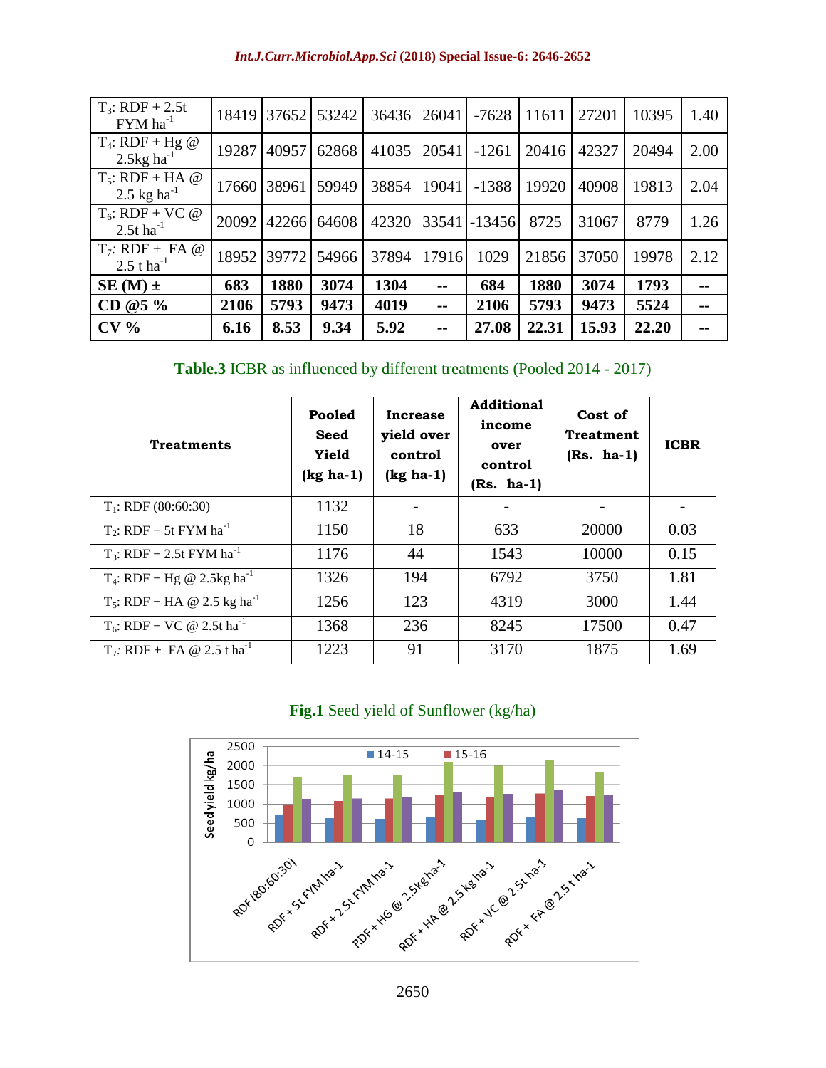| | | | | | | | | | | |
|---|---|---|---|---|---|---|---|---|---|---|
| $T_3$: RDF + 2.5t FYM ha$^{-1}$ | 18419 | 37652 | 53242 | 36436 | 26041 | -7628 | 11611 | 27201 | 10395 | 1.40 |
| $T_4$: RDF + Hg @ 2.5kg ha$^{-1}$ | 19287 | 40957 | 62868 | 41035 | 20541 | -1261 | 20416 | 42327 | 20494 | 2.00 |
| $T_5$: RDF + HA @ 2.5 kg ha$^{-1}$ | 17660 | 38961 | 59949 | 38854 | 19041 | -1388 | 19920 | 40908 | 19813 | 2.04 |
| $T_6$: RDF + VC @ 2.5t ha$^{-1}$ | 20092 | 42266 | 64608 | 42320 | 33541 | -13456 | 8725 | 31067 | 8779 | 1.26 |
| $T_7$: RDF + FA @ 2.5 t ha$^{-1}$ | 18952 | 39772 | 54966 | 37894 | 17916 | 1029 | 21856 | 37050 | 19978 | 2.12 |
| **SE (M) ±** | **683** | **1880** | **3074** | **1304** | **--** | **684** | **1880** | **3074** | **1793** | **--** |
| **CD @5 %** | **2106** | **5793** | **9473** | **4019** | **--** | **2106** | **5793** | **9473** | **5524** | **--** |
| **CV %** | **6.16** | **8.53** | **9.34** | **5.92** | **--** | **27.08** | **22.31** | **15.93** | **22.20** | **--** |

**Table.3** ICBR as influenced by different treatments (Pooled 2014 - 2017)

| Treatments | Pooled Seed Yield (kg ha-1) | Increase yield over control (kg ha-1) | Additional income over control (Rs. ha-1) | Cost of Treatment (Rs. ha-1) | ICBR |
|---|---|---|---|---|---|
| $T_1$: RDF (80:60:30) | 1132 | - | - | - | - |
| $T_2$: RDF + 5t FYM ha$^{-1}$ | 1150 | 18 | 633 | 20000 | 0.03 |
| $T_3$: RDF + 2.5t FYM ha$^{-1}$ | 1176 | 44 | 1543 | 10000 | 0.15 |
| $T_4$: RDF + Hg @ 2.5kg ha$^{-1}$ | 1326 | 194 | 6792 | 3750 | 1.81 |
| $T_5$: RDF + HA @ 2.5 kg ha$^{-1}$ | 1256 | 123 | 4319 | 3000 | 1.44 |
| $T_6$: RDF + VC @ 2.5t ha$^{-1}$ | 1368 | 236 | 8245 | 17500 | 0.47 |
| $T_7$: RDF + FA @ 2.5 t ha$^{-1}$ | 1223 | 91 | 3170 | 1875 | 1.69 |

**Fig.1** Seed yield of Sunflower (kg/ha)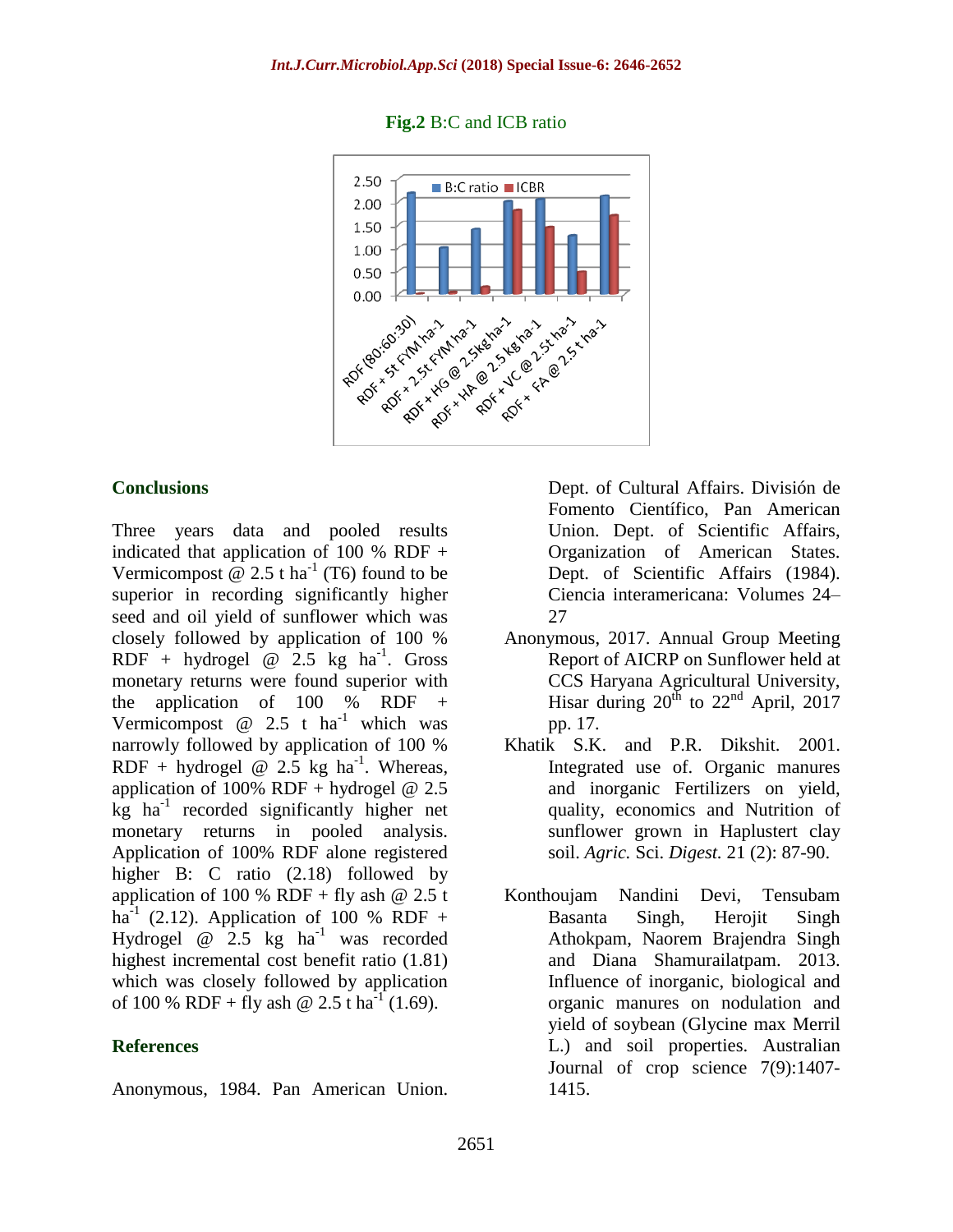**Fig.2** B:C and ICB ratio

## Conclusions

Three years data and pooled results indicated that application of 100 % RDF + Vermicompost @ 2.5 t ha$^{-1}$ (T6) found to be superior in recording significantly higher seed and oil yield of sunflower which was closely followed by application of 100 % RDF + hydrogel @ 2.5 kg ha$^{-1}$. Gross monetary returns were found superior with the application of 100 % RDF + Vermicompost @ 2.5 t ha$^{-1}$ which was narrowly followed by application of 100 % RDF + hydrogel @ 2.5 kg ha$^{-1}$. Whereas, application of 100% RDF + hydrogel @ 2.5 kg ha$^{-1}$ recorded significantly higher net monetary returns in pooled analysis. Application of 100% RDF alone registered higher B: C ratio (2.18) followed by application of 100 % RDF + fly ash @ 2.5 t ha$^{-1}$ (2.12). Application of 100 % RDF + Hydrogel @ 2.5 kg ha$^{-1}$ was recorded highest incremental cost benefit ratio (1.81) which was closely followed by application of 100 % RDF + fly ash @ 2.5 t ha$^{-1}$ (1.69).

## References

Anonymous, 1984. Pan American Union. Dept. of Cultural Affairs. División de Fomento Científico, Pan American Union. Dept. of Scientific Affairs, Organization of American States. Dept. of Scientific Affairs (1984). Ciencia interamericana: Volumes 24–27

Anonymous, 2017. Annual Group Meeting Report of AICRP on Sunflower held at CCS Haryana Agricultural University, Hisar during 20$^{th}$ to 22$^{nd}$ April, 2017 pp. 17.

Khatik S.K. and P.R. Dikshit. 2001. Integrated use of. Organic manures and inorganic Fertilizers on yield, quality, economics and Nutrition of sunflower grown in Haplustert clay soil. *Agric.* Sci. *Digest.* 21 (2): 87-90.

Konthoujam Nandini Devi, Tensubam Basanta Singh, Herojit Singh Athokpam, Naorem Brajendra Singh and Diana Shamurailatpam. 2013. Influence of inorganic, biological and organic manures on nodulation and yield of soybean (Glycine max Merril L.) and soil properties. Australian Journal of crop science 7(9):1407-1415.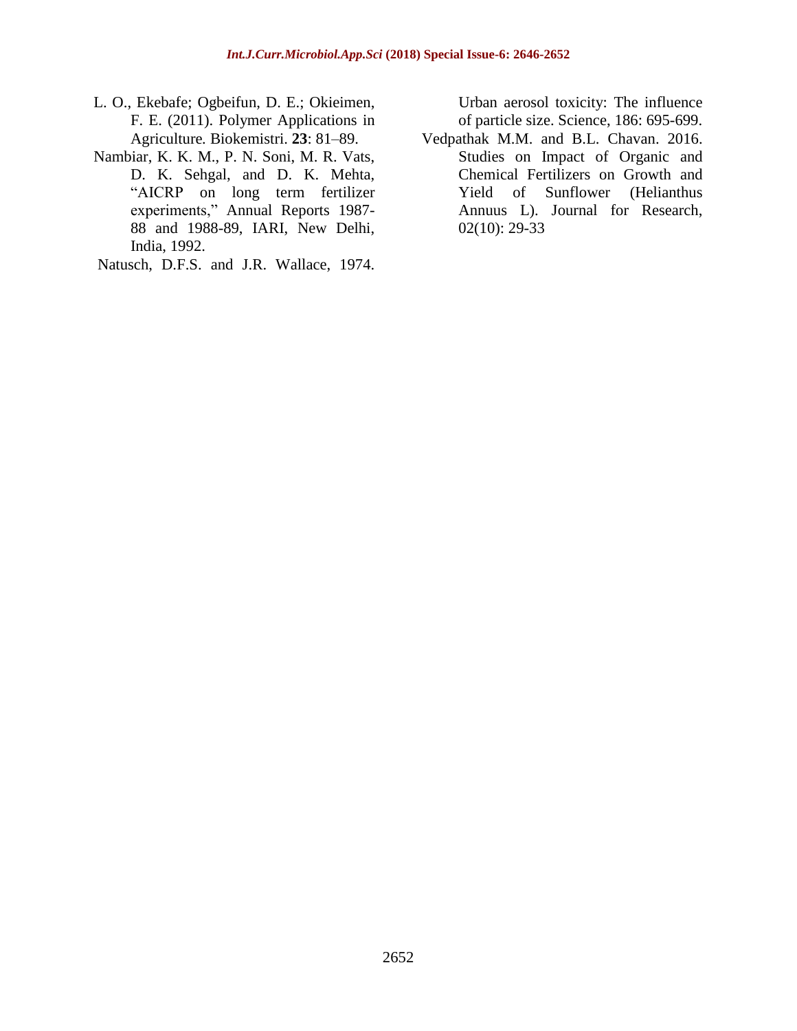L. O., Ekebafe; Ogbeifun, D. E.; Okieimen, F. E. (2011). Polymer Applications in Agriculture. Biokemistri. **23**: 81–89.

Nambiar, K. K. M., P. N. Soni, M. R. Vats, D. K. Sehgal, and D. K. Mehta, "AICRP on long term fertilizer experiments," Annual Reports 1987-88 and 1988-89, IARI, New Delhi, India, 1992.

Natusch, D.F.S. and J.R. Wallace, 1974. Urban aerosol toxicity: The influence of particle size. Science, 186: 695-699.

Vedpathak M.M. and B.L. Chavan. 2016. Studies on Impact of Organic and Chemical Fertilizers on Growth and Yield of Sunflower (Helianthus Annuus L). Journal for Research, 02(10): 29-33